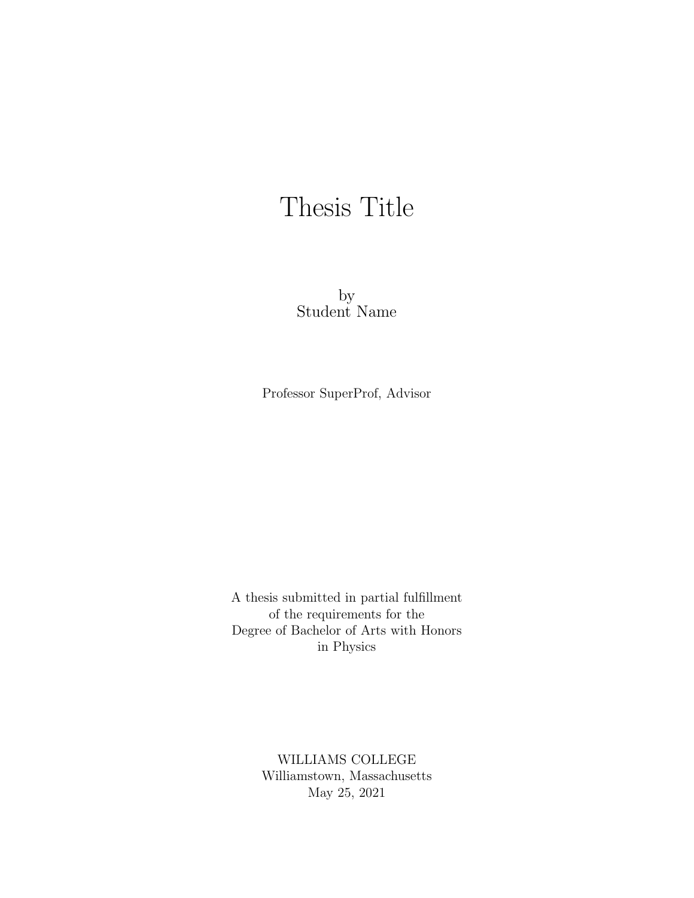# Thesis Title

by
Student Name

Professor SuperProf, Advisor

A thesis submitted in partial fulfillment
of the requirements for the
Degree of Bachelor of Arts with Honors
in Physics

WILLIAMS COLLEGE
Williamstown, Massachusetts
May 25, 2021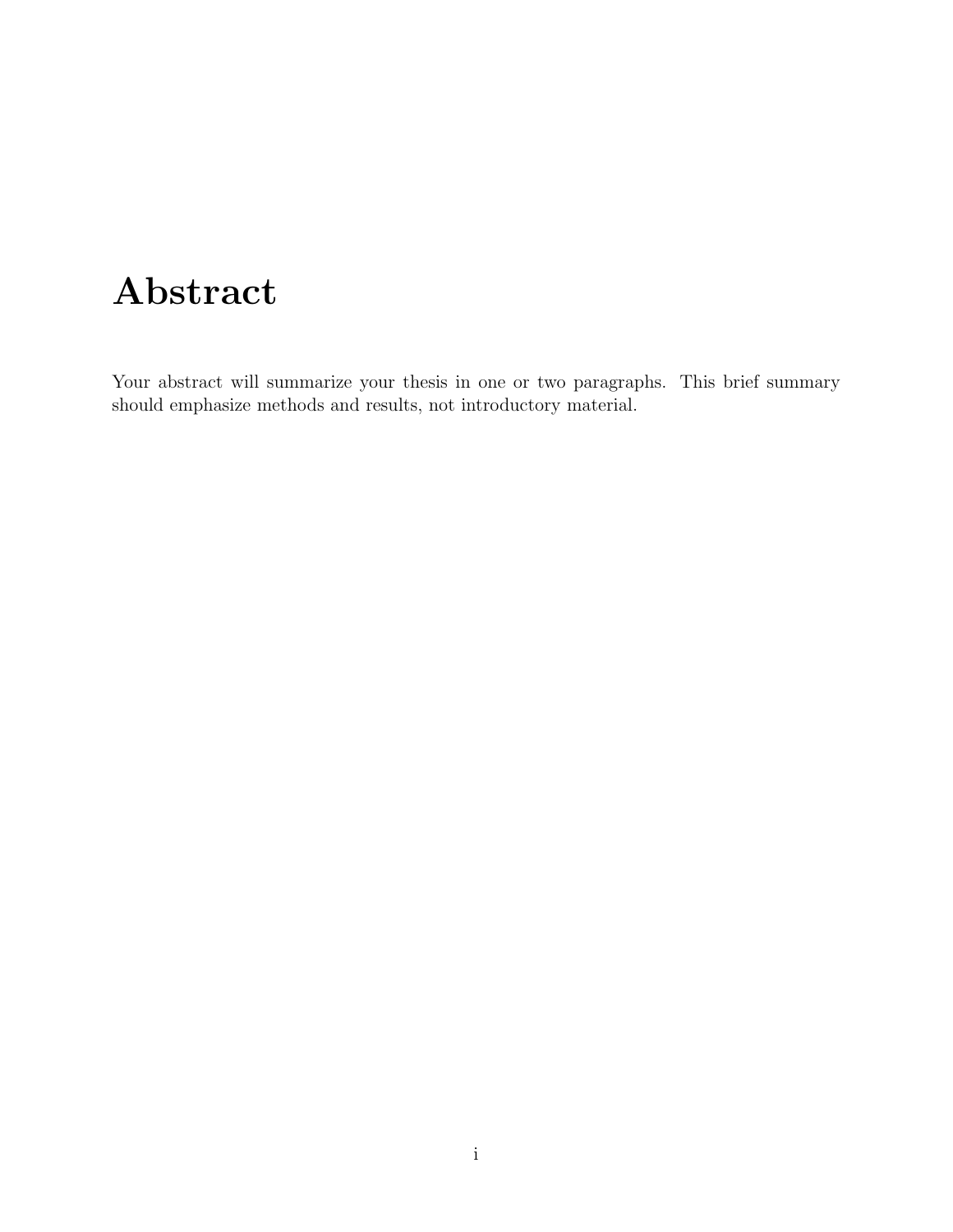# Abstract

Your abstract will summarize your thesis in one or two paragraphs. This brief summary should emphasize methods and results, not introductory material.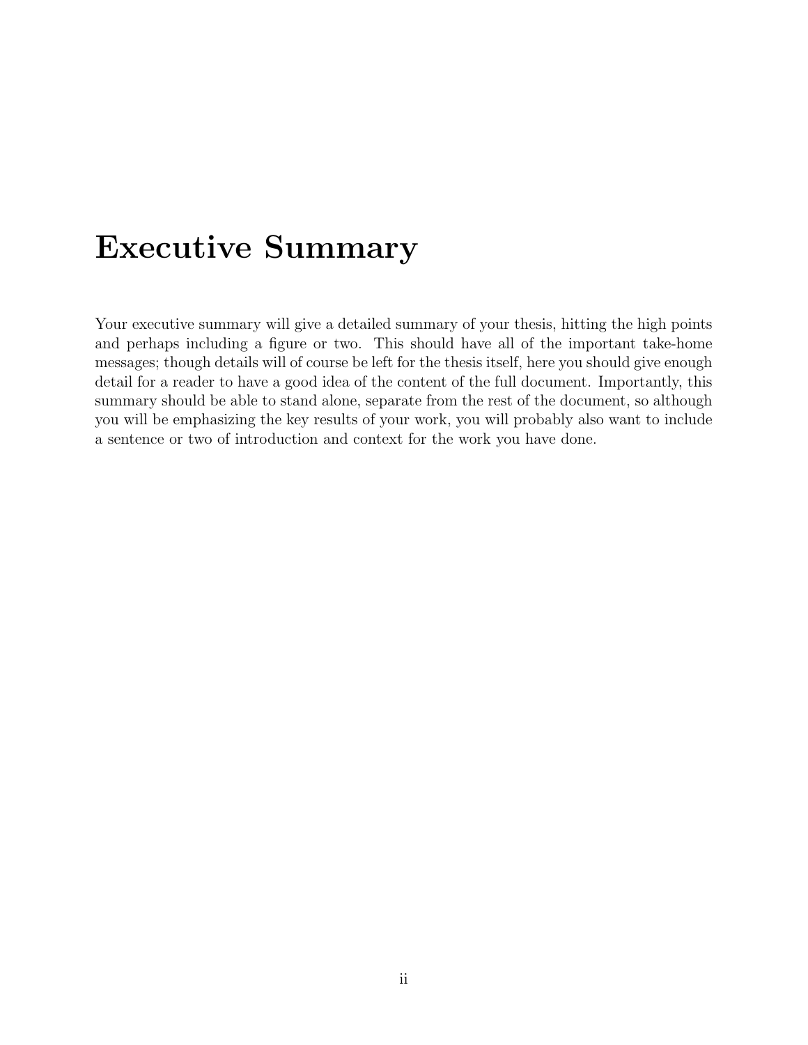# Executive Summary

Your executive summary will give a detailed summary of your thesis, hitting the high points and perhaps including a figure or two. This should have all of the important take-home messages; though details will of course be left for the thesis itself, here you should give enough detail for a reader to have a good idea of the content of the full document. Importantly, this summary should be able to stand alone, separate from the rest of the document, so although you will be emphasizing the key results of your work, you will probably also want to include a sentence or two of introduction and context for the work you have done.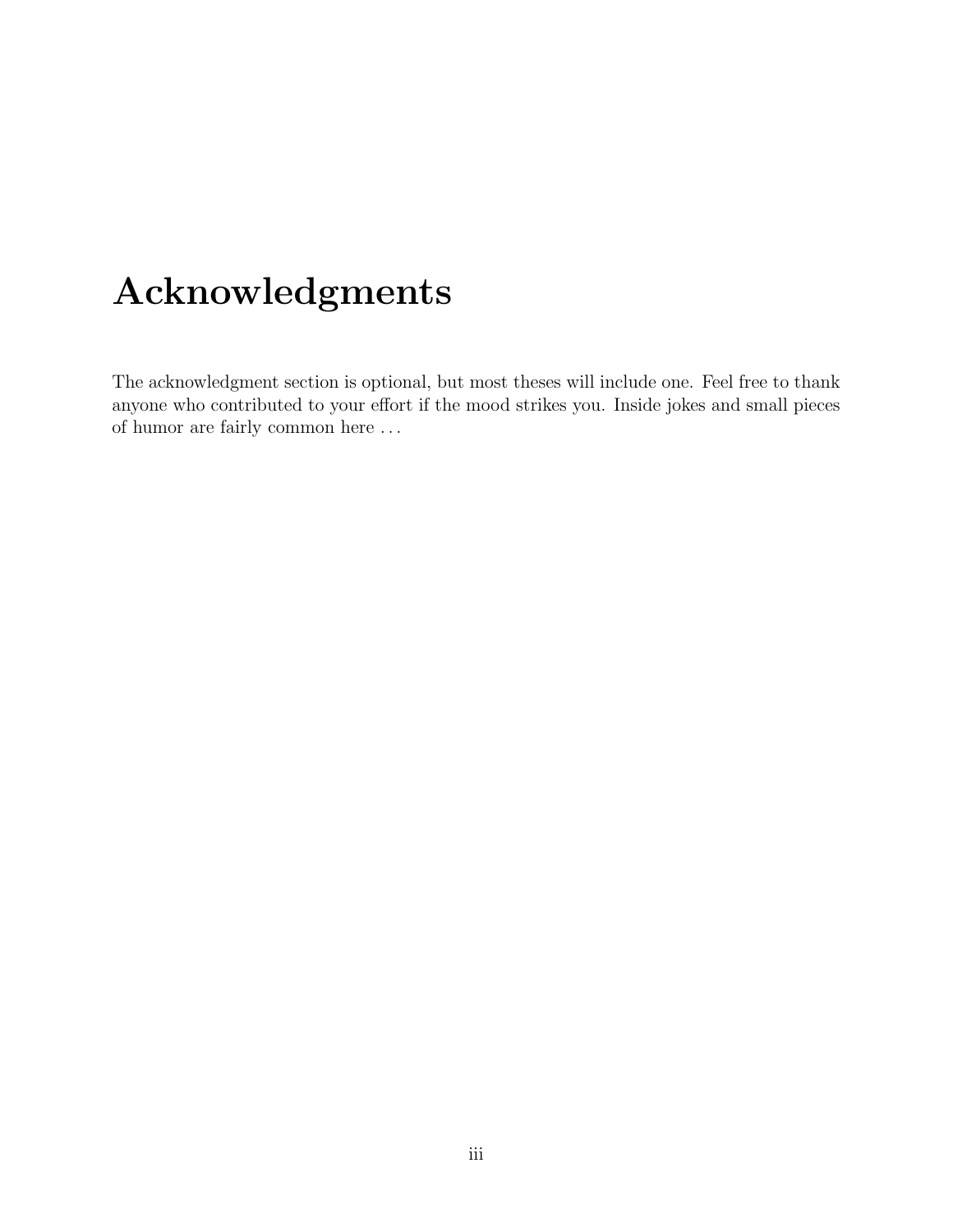# Acknowledgments

The acknowledgment section is optional, but most theses will include one. Feel free to thank anyone who contributed to your effort if the mood strikes you. Inside jokes and small pieces of humor are fairly common here . . .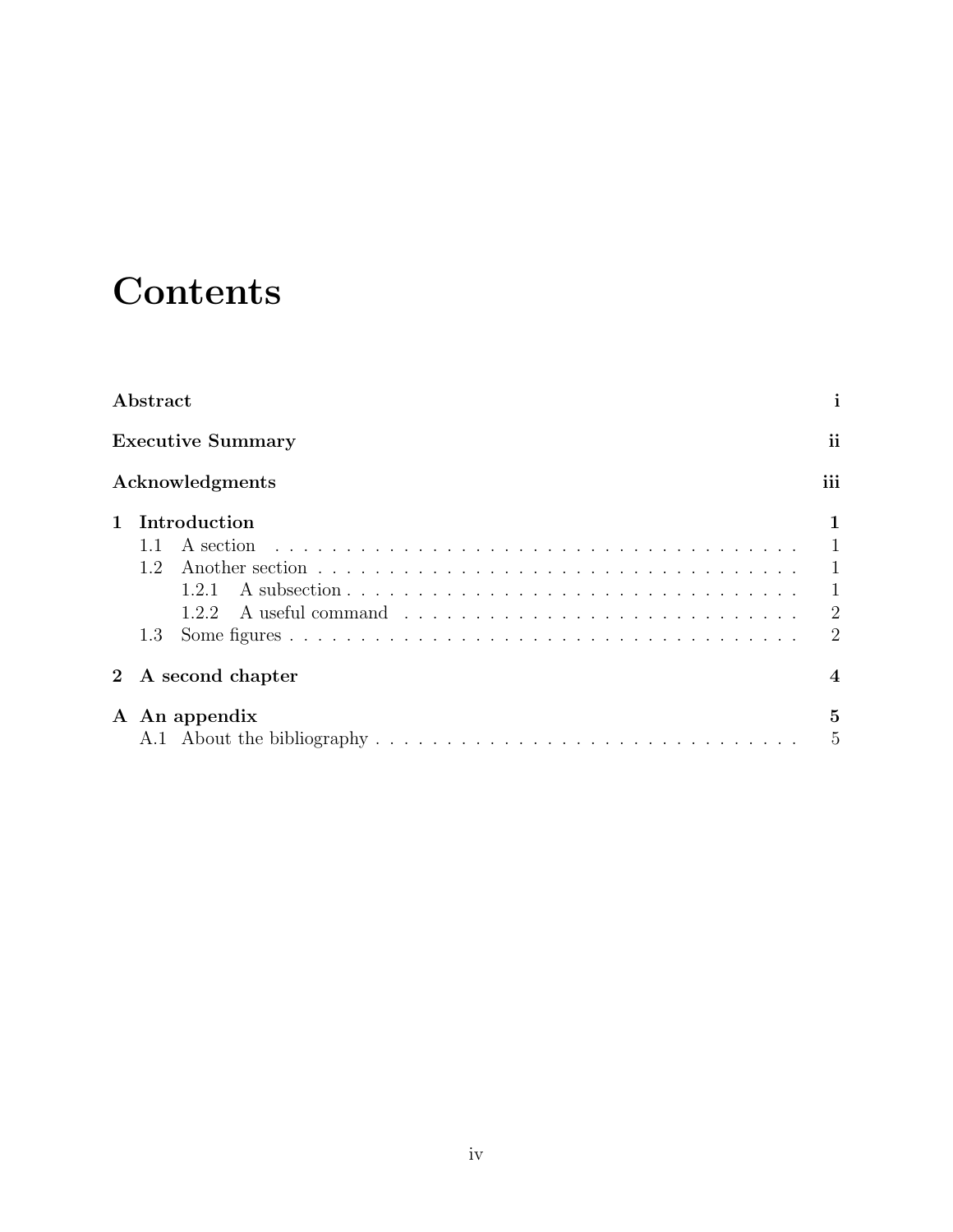# Contents

**Abstract** **i**

**Executive Summary** **ii**

**Acknowledgments** **iii**

**1 Introduction** **1**

- 1.1 A section . . . . . . . . . . . . . . . . . . . . . . . . . . . . . . . . . . . . . . . 1
- 1.2 Another section . . . . . . . . . . . . . . . . . . . . . . . . . . . . . . . . . . . 1
  - 1.2.1 A subsection . . . . . . . . . . . . . . . . . . . . . . . . . . . . . . . . 1
  - 1.2.2 A useful command . . . . . . . . . . . . . . . . . . . . . . . . . . . . 2
- 1.3 Some figures . . . . . . . . . . . . . . . . . . . . . . . . . . . . . . . . . . . . . 2

**2 A second chapter** **4**

**A An appendix** **5**

- A.1 About the bibliography . . . . . . . . . . . . . . . . . . . . . . . . . . . . . . . 5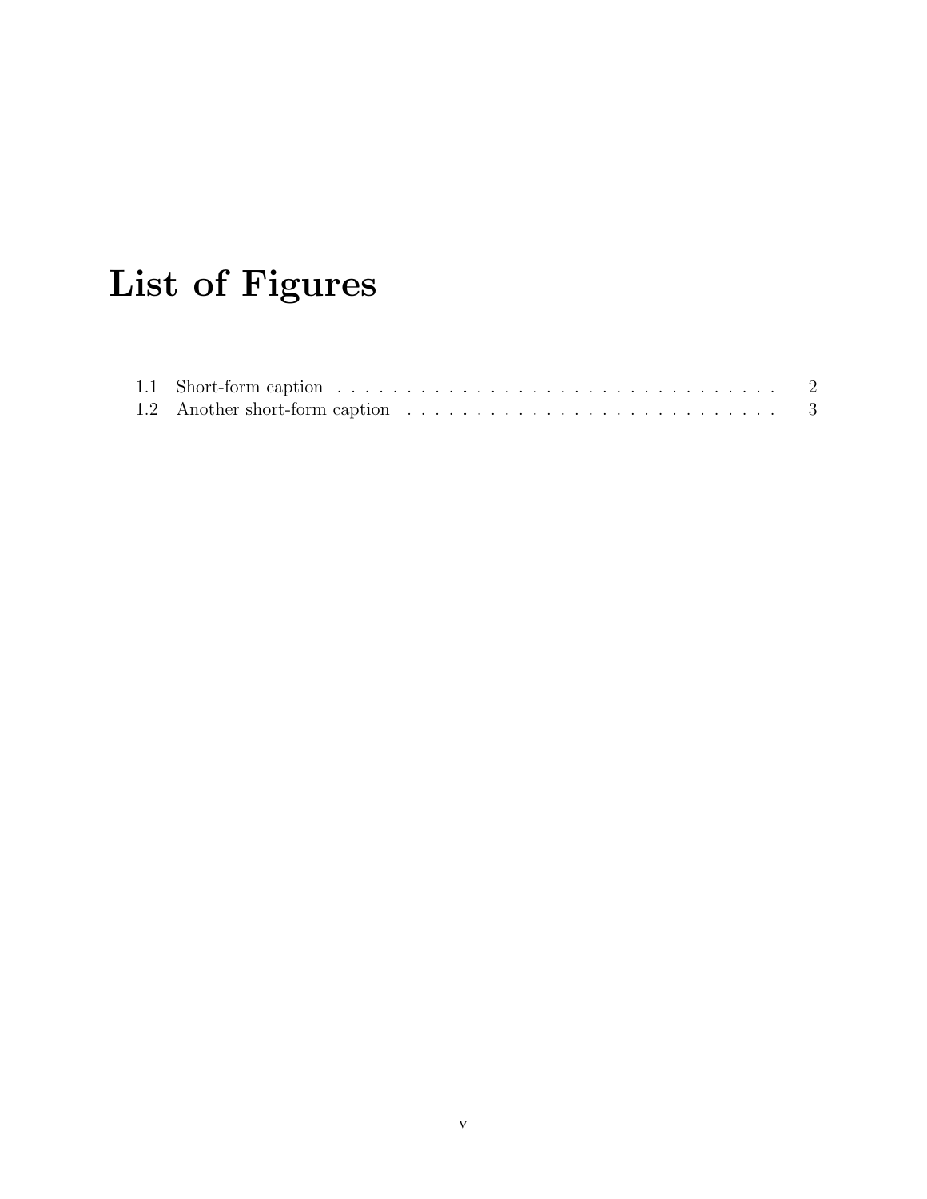# List of Figures

1.1 Short-form caption . . . . . . . . . . . . . . . . . . . . . . . . . . . . . . . . . . 2
1.2 Another short-form caption . . . . . . . . . . . . . . . . . . . . . . . . . . . . 3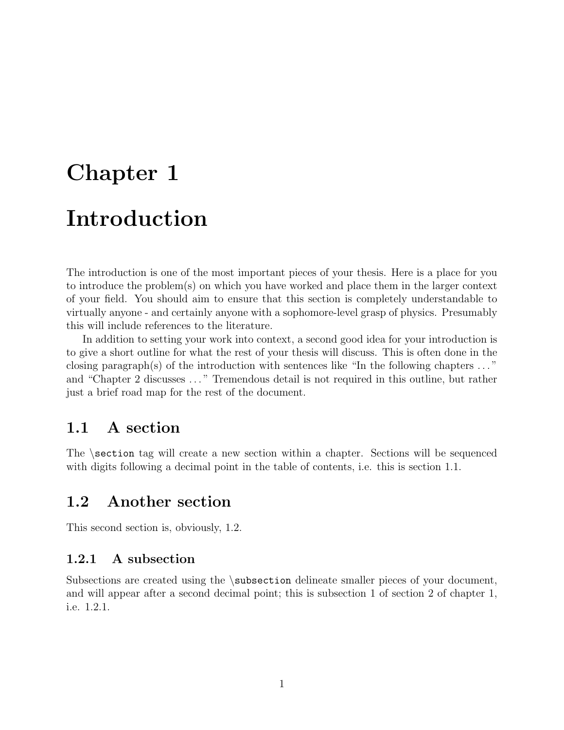# Chapter 1

# Introduction

The introduction is one of the most important pieces of your thesis. Here is a place for you to introduce the problem(s) on which you have worked and place them in the larger context of your field. You should aim to ensure that this section is completely understandable to virtually anyone - and certainly anyone with a sophomore-level grasp of physics. Presumably this will include references to the literature.

In addition to setting your work into context, a second good idea for your introduction is to give a short outline for what the rest of your thesis will discuss. This is often done in the closing paragraph(s) of the introduction with sentences like "In the following chapters . . . " and "Chapter 2 discusses . . . " Tremendous detail is not required in this outline, but rather just a brief road map for the rest of the document.

## 1.1 A section

The `\section` tag will create a new section within a chapter. Sections will be sequenced with digits following a decimal point in the table of contents, i.e. this is section 1.1.

## 1.2 Another section

This second section is, obviously, 1.2.

### 1.2.1 A subsection

Subsections are created using the `\subsection` delineate smaller pieces of your document, and will appear after a second decimal point; this is subsection 1 of section 2 of chapter 1, i.e. 1.2.1.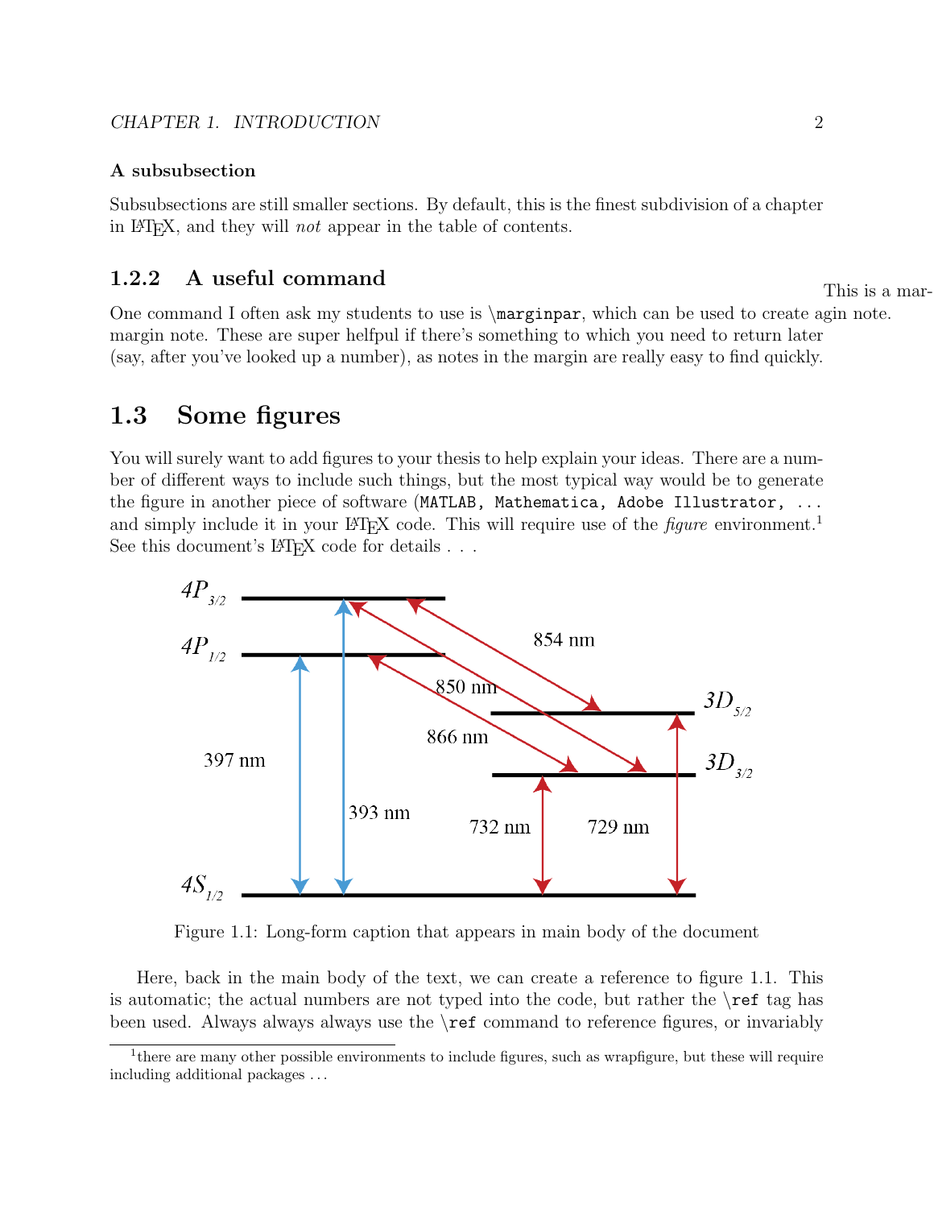#### A subsubsection

Subsubsections are still smaller sections. By default, this is the finest subdivision of a chapter in LATEX, and they will *not* appear in the table of contents.

### 1.2.2 A useful command

One command I often ask my students to use is `\marginpar`, which can be used to create a margin note. These are super helfpul if there's something to which you need to return later (say, after you've looked up a number), as notes in the margin are really easy to find quickly.

This is a margin note.

## 1.3 Some figures

You will surely want to add figures to your thesis to help explain your ideas. There are a number of different ways to include such things, but the most typical way would be to generate the figure in another piece of software (`MATLAB, Mathematica, Adobe Illustrator, ...` and simply include it in your LATEX code. This will require use of the *figure* environment.[1] See this document's LATEX code for details . . .

Figure 1.1: Long-form caption that appears in main body of the document

Here, back in the main body of the text, we can create a reference to figure 1.1. This is automatic; the actual numbers are not typed into the code, but rather the `\ref` tag has been used. Always always always use the `\ref` command to reference figures, or invariably

[1] there are many other possible environments to include figures, such as wrapfigure, but these will require including additional packages . . .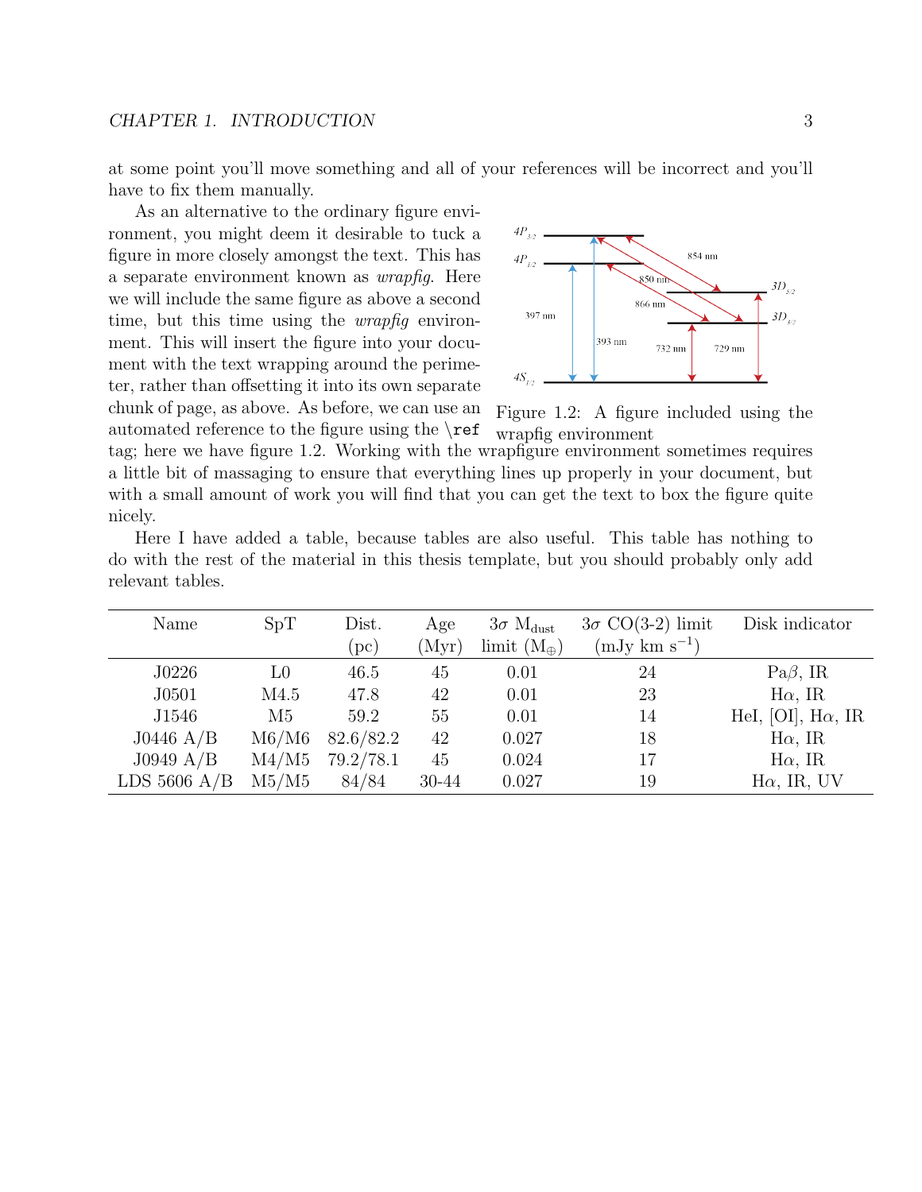at some point you'll move something and all of your references will be incorrect and you'll have to fix them manually.

As an alternative to the ordinary figure environment, you might deem it desirable to tuck a figure in more closely amongst the text. This has a separate environment known as *wrapfig*. Here we will include the same figure as above a second time, but this time using the *wrapfig* environment. This will insert the figure into your document with the text wrapping around the perimeter, rather than offsetting it into its own separate chunk of page, as above. As before, we can use an automated reference to the figure using the `\ref` tag; here we have figure 1.2. Working with the wrapfigure environment sometimes requires a little bit of massaging to ensure that everything lines up properly in your document, but with a small amount of work you will find that you can get the text to box the figure quite nicely.

Figure 1.2: A figure included using the wrapfig environment

Here I have added a table, because tables are also useful. This table has nothing to do with the rest of the material in this thesis template, but you should probably only add relevant tables.

| Name | SpT | Dist. (pc) | Age (Myr) | $3\sigma$ $M_{dust}$ limit ($M_{\oplus}$) | $3\sigma$ CO(3-2) limit (mJy km $s^{-1}$) | Disk indicator |
|---|---|---|---|---|---|---|
| J0226 | L0 | 46.5 | 45 | 0.01 | 24 | Pa$\beta$, IR |
| J0501 | M4.5 | 47.8 | 42 | 0.01 | 23 | H$\alpha$, IR |
| J1546 | M5 | 59.2 | 55 | 0.01 | 14 | HeI, [OI], H$\alpha$, IR |
| J0446 A/B | M6/M6 | 82.6/82.2 | 42 | 0.027 | 18 | H$\alpha$, IR |
| J0949 A/B | M4/M5 | 79.2/78.1 | 45 | 0.024 | 17 | H$\alpha$, IR |
| LDS 5606 A/B | M5/M5 | 84/84 | 30-44 | 0.027 | 19 | H$\alpha$, IR, UV |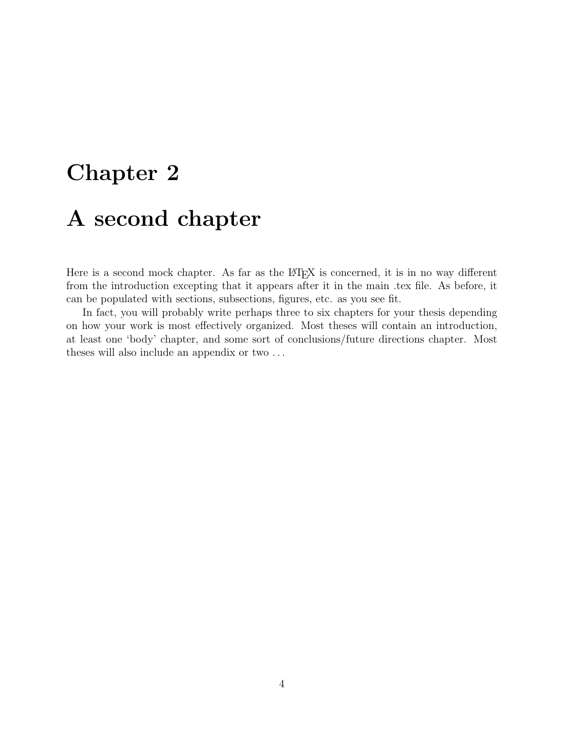# Chapter 2

# A second chapter

Here is a second mock chapter. As far as the LaTeX is concerned, it is in no way different from the introduction excepting that it appears after it in the main .tex file. As before, it can be populated with sections, subsections, figures, etc. as you see fit.

In fact, you will probably write perhaps three to six chapters for your thesis depending on how your work is most effectively organized. Most theses will contain an introduction, at least one 'body' chapter, and some sort of conclusions/future directions chapter. Most theses will also include an appendix or two . . .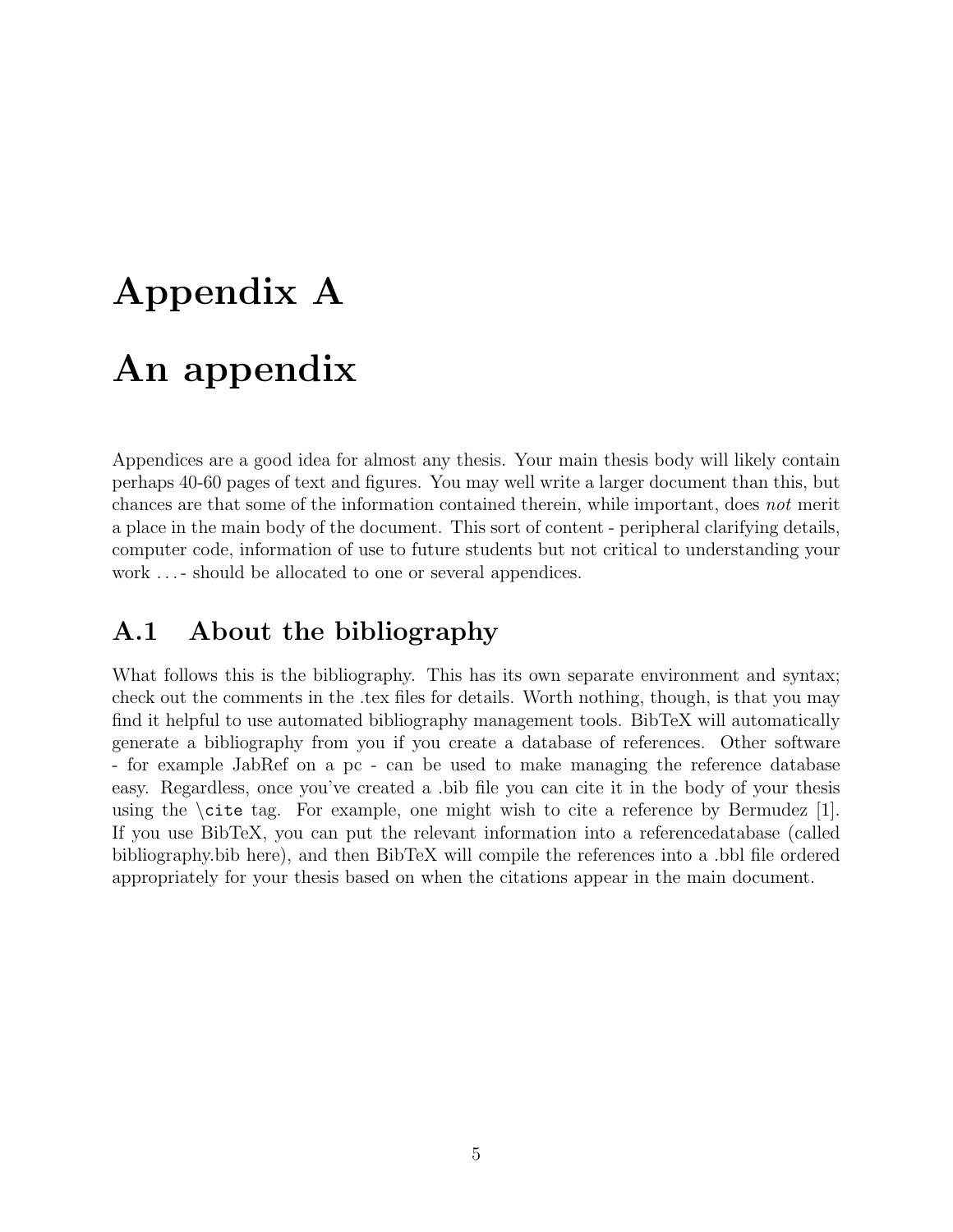# Appendix A

# An appendix

Appendices are a good idea for almost any thesis. Your main thesis body will likely contain perhaps 40-60 pages of text and figures. You may well write a larger document than this, but chances are that some of the information contained therein, while important, does *not* merit a place in the main body of the document. This sort of content - peripheral clarifying details, computer code, information of use to future students but not critical to understanding your work . . . - should be allocated to one or several appendices.

## A.1 About the bibliography

What follows this is the bibliography. This has its own separate environment and syntax; check out the comments in the .tex files for details. Worth nothing, though, is that you may find it helpful to use automated bibliography management tools. BibTeX will automatically generate a bibliography from you if you create a database of references. Other software - for example JabRef on a pc - can be used to make managing the reference database easy. Regardless, once you've created a .bib file you can cite it in the body of your thesis using the `\cite` tag. For example, one might wish to cite a reference by Bermudez [1]. If you use BibTeX, you can put the relevant information into a referencedatabase (called bibliography.bib here), and then BibTeX will compile the references into a .bbl file ordered appropriately for your thesis based on when the citations appear in the main document.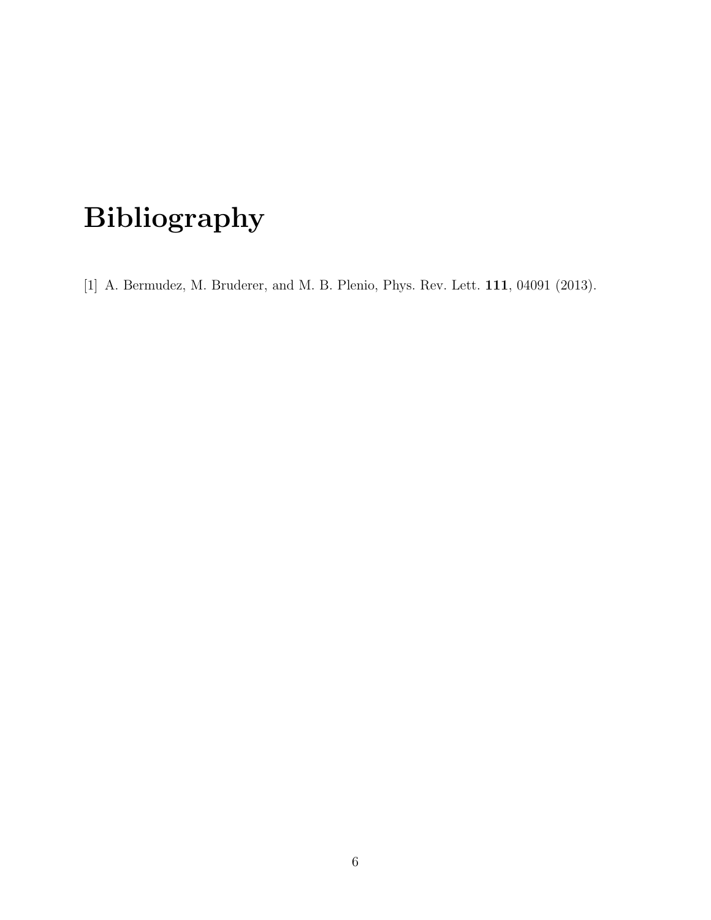# Bibliography

[1] A. Bermudez, M. Bruderer, and M. B. Plenio, Phys. Rev. Lett. **111**, 04091 (2013).